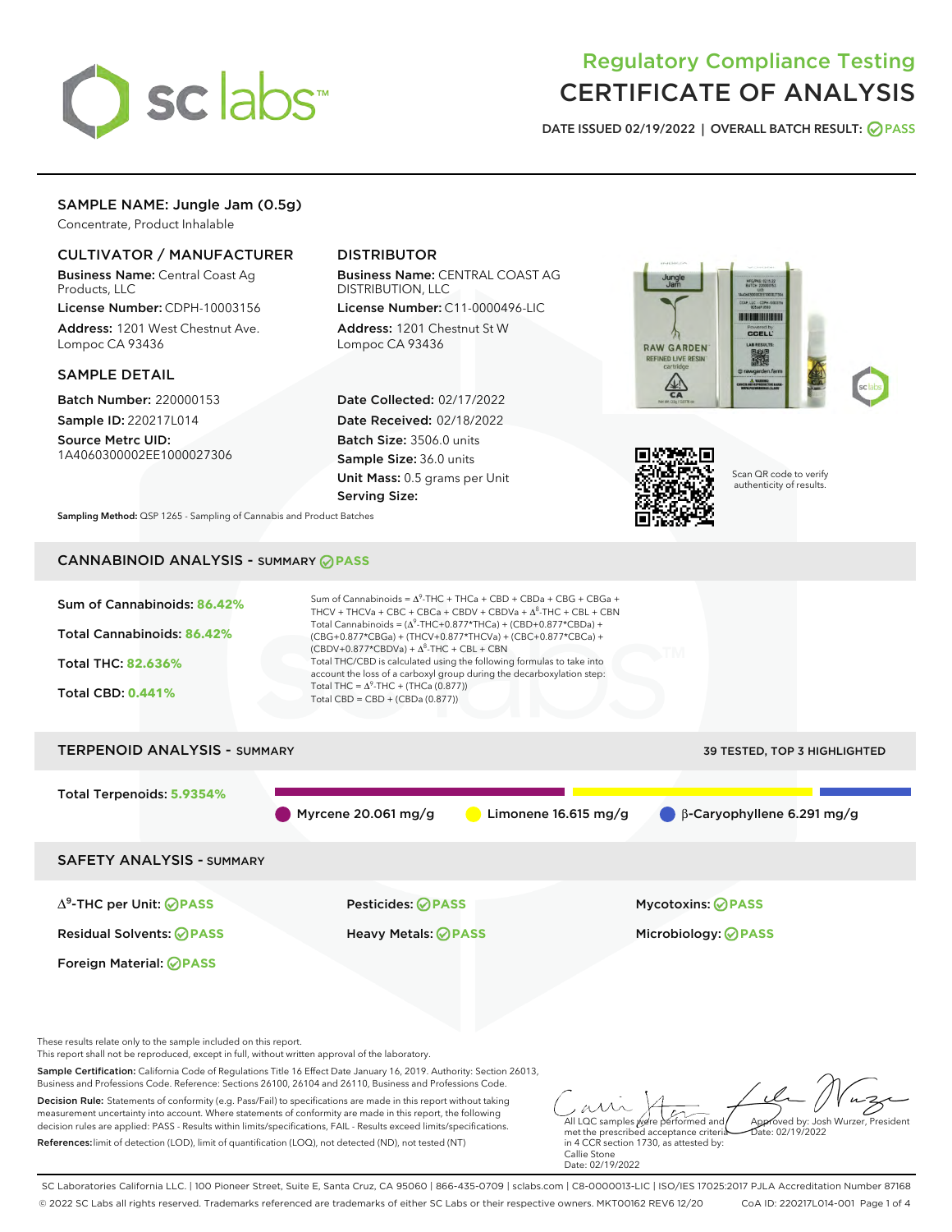# Regulatory Compliance Testing
# CERTIFICATE OF ANALYSIS

**DATE ISSUED 02/19/2022 | OVERALL BATCH RESULT: PASS**

## SAMPLE NAME: Jungle Jam (0.5g)

Concentrate, Product Inhalable

### CULTIVATOR / MANUFACTURER

**Business Name:** Central Coast Ag Products, LLC

**License Number:** CDPH-10003156

**Address:** 1201 West Chestnut Ave. Lompoc CA 93436

### DISTRIBUTOR

**Business Name:** CENTRAL COAST AG DISTRIBUTION, LLC

**License Number:** C11-0000496-LIC

**Address:** 1201 Chestnut St W Lompoc CA 93436

### SAMPLE DETAIL

**Batch Number:** 220000153

**Sample ID:** 220217L014

**Source Metrc UID:** 1A4060300002EE1000027306

**Date Collected:** 02/17/2022

**Date Received:** 02/18/2022

**Batch Size:** 3506.0 units

**Sample Size:** 36.0 units

**Unit Mass:** 0.5 grams per Unit

**Serving Size:**

**Sampling Method:** QSP 1265 - Sampling of Cannabis and Product Batches

Scan QR code to verify authenticity of results.

## CANNABINOID ANALYSIS - SUMMARY PASS

Sum of Cannabinoids: **86.42%**

Total Cannabinoids: **86.42%**

Total THC: **82.636%**

Total CBD: **0.441%**

Sum of Cannabinoids = $\Delta^9$-THC + THCa + CBD + CBDa + CBG + CBGa + THCV + THCVa + CBC + CBCa + CBDV + CBDVa + $\Delta^8$-THC + CBL + CBN

Total Cannabinoids = ($\Delta^9$-THC+0.877*THCa) + (CBD+0.877*CBDa) + (CBG+0.877*CBGa) + (THCV+0.877*THCVa) + (CBC+0.877*CBCa) + (CBDV+0.877*CBDVa) + $\Delta^8$-THC + CBL + CBN

Total THC/CBD is calculated using the following formulas to take into account the loss of a carboxyl group during the decarboxylation step:

Total THC = $\Delta^9$-THC + (THCa (0.877))

Total CBD = CBD + (CBDa (0.877))

## TERPENOID ANALYSIS - SUMMARY

39 TESTED, TOP 3 HIGHLIGHTED

Total Terpenoids: **5.9354%**

Myrcene 20.061 mg/g | Limonene 16.615 mg/g | β-Caryophyllene 6.291 mg/g

## SAFETY ANALYSIS - SUMMARY

| | | |
|---|---|---|
| $\Delta^9$-THC per Unit: PASS | Pesticides: PASS | Mycotoxins: PASS |
| Residual Solvents: PASS | Heavy Metals: PASS | Microbiology: PASS |
| Foreign Material: PASS | | |

These results relate only to the sample included on this report.
This report shall not be reproduced, except in full, without written approval of the laboratory.

**Sample Certification:** California Code of Regulations Title 16 Effect Date January 16, 2019. Authority: Section 26013, Business and Professions Code. Reference: Sections 26100, 26104 and 26110, Business and Professions Code.

**Decision Rule:** Statements of conformity (e.g. Pass/Fail) to specifications are made in this report without taking measurement uncertainty into account. Where statements of conformity are made in this report, the following decision rules are applied: PASS - Results within limits/specifications, FAIL - Results exceed limits/specifications.

**References:** limit of detection (LOD), limit of quantification (LOQ), not detected (ND), not tested (NT)

All LQC samples were performed and met the prescribed acceptance criteria in 4 CCR section 1730, as attested by: Callie Stone Date: 02/19/2022

Approved by: Josh Wurzer, President Date: 02/19/2022

SC Laboratories California LLC. | 100 Pioneer Street, Suite E, Santa Cruz, CA 95060 | 866-435-0709 | sclabs.com | C8-0000013-LIC | ISO/IES 17025:2017 PJLA Accreditation Number 87168
© 2022 SC Labs all rights reserved. Trademarks referenced are trademarks of either SC Labs or their respective owners. MKT00162 REV6 12/20 CoA ID: 220217L014-001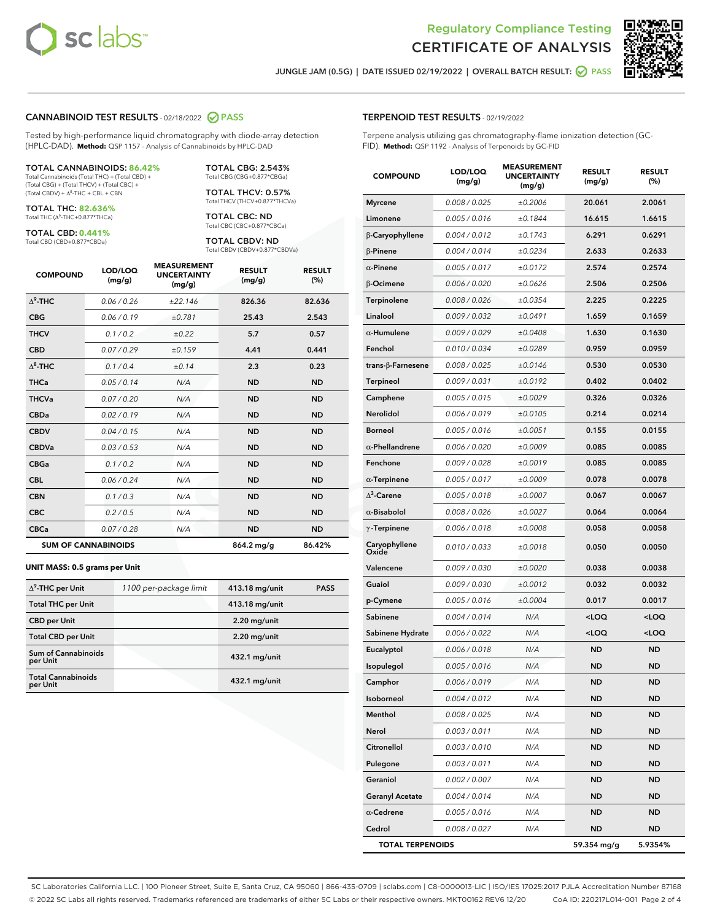Regulatory Compliance Testing
# CERTIFICATE OF ANALYSIS

JUNGLE JAM (0.5G) | DATE ISSUED 02/19/2022 | OVERALL BATCH RESULT: PASS

## CANNABINOID TEST RESULTS - 02/18/2022 PASS

Tested by high-performance liquid chromatography with diode-array detection (HPLC-DAD). **Method:** QSP 1157 - Analysis of Cannabinoids by HPLC-DAD

**TOTAL CANNABINOIDS: 86.42%**
Total Cannabinoids (Total THC) + (Total CBD) + (Total CBG) + (Total THCV) + (Total CBC) + (Total CBDV) + $\Delta^8$-THC + CBL + CBN

**TOTAL THC: 82.636%**
Total THC ($\Delta^9$-THC+0.877*THCa)

**TOTAL CBD: 0.441%**
Total CBD (CBD+0.877*CBDa)

**TOTAL CBG: 2.543%**
Total CBG (CBG+0.877*CBGa)

**TOTAL THCV: 0.57%**
Total THCV (THCV+0.877*THCVa)

**TOTAL CBC: ND**
Total CBC (CBC+0.877*CBCa)

**TOTAL CBDV: ND**
Total CBDV (CBDV+0.877*CBDVa)

| COMPOUND | LOD/LOQ (mg/g) | MEASUREMENT UNCERTAINTY (mg/g) | RESULT (mg/g) | RESULT (%) |
|---|---|---|---|---|
| $\Delta^9$-THC | 0.06 / 0.26 | ±22.146 | 826.36 | 82.636 |
| CBG | 0.06 / 0.19 | ±0.781 | 25.43 | 2.543 |
| THCV | 0.1 / 0.2 | ±0.22 | 5.7 | 0.57 |
| CBD | 0.07 / 0.29 | ±0.159 | 4.41 | 0.441 |
| $\Delta^8$-THC | 0.1 / 0.4 | ±0.14 | 2.3 | 0.23 |
| THCa | 0.05 / 0.14 | N/A | ND | ND |
| THCVa | 0.07 / 0.20 | N/A | ND | ND |
| CBDa | 0.02 / 0.19 | N/A | ND | ND |
| CBDV | 0.04 / 0.15 | N/A | ND | ND |
| CBDVa | 0.03 / 0.53 | N/A | ND | ND |
| CBGa | 0.1 / 0.2 | N/A | ND | ND |
| CBL | 0.06 / 0.24 | N/A | ND | ND |
| CBN | 0.1 / 0.3 | N/A | ND | ND |
| CBC | 0.2 / 0.5 | N/A | ND | ND |
| CBCa | 0.07 / 0.28 | N/A | ND | ND |
| **SUM OF CANNABINOIDS** | | | 864.2 mg/g | 86.42% |

**UNIT MASS: 0.5 grams per Unit**

| | | | |
|---|---|---|---|
| $\Delta^9$-THC per Unit | 1100 per-package limit | 413.18 mg/unit | PASS |
| Total THC per Unit | | 413.18 mg/unit | |
| CBD per Unit | | 2.20 mg/unit | |
| Total CBD per Unit | | 2.20 mg/unit | |
| Sum of Cannabinoids per Unit | | 432.1 mg/unit | |
| Total Cannabinoids per Unit | | 432.1 mg/unit | |

## TERPENOID TEST RESULTS - 02/19/2022

Terpene analysis utilizing gas chromatography-flame ionization detection (GC-FID). **Method:** QSP 1192 - Analysis of Terpenoids by GC-FID

| COMPOUND | LOD/LOQ (mg/g) | MEASUREMENT UNCERTAINTY (mg/g) | RESULT (mg/g) | RESULT (%) |
|---|---|---|---|---|
| Myrcene | 0.008 / 0.025 | ±0.2006 | 20.061 | 2.0061 |
| Limonene | 0.005 / 0.016 | ±0.1844 | 16.615 | 1.6615 |
| β-Caryophyllene | 0.004 / 0.012 | ±0.1743 | 6.291 | 0.6291 |
| β-Pinene | 0.004 / 0.014 | ±0.0234 | 2.633 | 0.2633 |
| α-Pinene | 0.005 / 0.017 | ±0.0172 | 2.574 | 0.2574 |
| β-Ocimene | 0.006 / 0.020 | ±0.0626 | 2.506 | 0.2506 |
| Terpinolene | 0.008 / 0.026 | ±0.0354 | 2.225 | 0.2225 |
| Linalool | 0.009 / 0.032 | ±0.0491 | 1.659 | 0.1659 |
| α-Humulene | 0.009 / 0.029 | ±0.0408 | 1.630 | 0.1630 |
| Fenchol | 0.010 / 0.034 | ±0.0289 | 0.959 | 0.0959 |
| trans-β-Farnesene | 0.008 / 0.025 | ±0.0146 | 0.530 | 0.0530 |
| Terpineol | 0.009 / 0.031 | ±0.0192 | 0.402 | 0.0402 |
| Camphene | 0.005 / 0.015 | ±0.0029 | 0.326 | 0.0326 |
| Nerolidol | 0.006 / 0.019 | ±0.0105 | 0.214 | 0.0214 |
| Borneol | 0.005 / 0.016 | ±0.0051 | 0.155 | 0.0155 |
| α-Phellandrene | 0.006 / 0.020 | ±0.0009 | 0.085 | 0.0085 |
| Fenchone | 0.009 / 0.028 | ±0.0019 | 0.085 | 0.0085 |
| α-Terpinene | 0.005 / 0.017 | ±0.0009 | 0.078 | 0.0078 |
| $\Delta^3$-Carene | 0.005 / 0.018 | ±0.0007 | 0.067 | 0.0067 |
| α-Bisabolol | 0.008 / 0.026 | ±0.0027 | 0.064 | 0.0064 |
| γ-Terpinene | 0.006 / 0.018 | ±0.0008 | 0.058 | 0.0058 |
| Caryophyllene Oxide | 0.010 / 0.033 | ±0.0018 | 0.050 | 0.0050 |
| Valencene | 0.009 / 0.030 | ±0.0020 | 0.038 | 0.0038 |
| Guaiol | 0.009 / 0.030 | ±0.0012 | 0.032 | 0.0032 |
| p-Cymene | 0.005 / 0.016 | ±0.0004 | 0.017 | 0.0017 |
| Sabinene | 0.004 / 0.014 | N/A | <LOQ | <LOQ |
| Sabinene Hydrate | 0.006 / 0.022 | N/A | <LOQ | <LOQ |
| Eucalyptol | 0.006 / 0.018 | N/A | ND | ND |
| Isopulegol | 0.005 / 0.016 | N/A | ND | ND |
| Camphor | 0.006 / 0.019 | N/A | ND | ND |
| Isoborneol | 0.004 / 0.012 | N/A | ND | ND |
| Menthol | 0.008 / 0.025 | N/A | ND | ND |
| Nerol | 0.003 / 0.011 | N/A | ND | ND |
| Citronellol | 0.003 / 0.010 | N/A | ND | ND |
| Pulegone | 0.003 / 0.011 | N/A | ND | ND |
| Geraniol | 0.002 / 0.007 | N/A | ND | ND |
| Geranyl Acetate | 0.004 / 0.014 | N/A | ND | ND |
| α-Cedrene | 0.005 / 0.016 | N/A | ND | ND |
| Cedrol | 0.008 / 0.027 | N/A | ND | ND |
| **TOTAL TERPENOIDS** | | | 59.354 mg/g | 5.9354% |

SC Laboratories California LLC. | 100 Pioneer Street, Suite E, Santa Cruz, CA 95060 | 866-435-0709 | sclabs.com | C8-0000013-LIC | ISO/IES 17025:2017 PJLA Accreditation Number 87168
© 2022 SC Labs all rights reserved. Trademarks referenced are trademarks of either SC Labs or their respective owners. MKT00162 REV6 12/20 CoA ID: 220217L014-001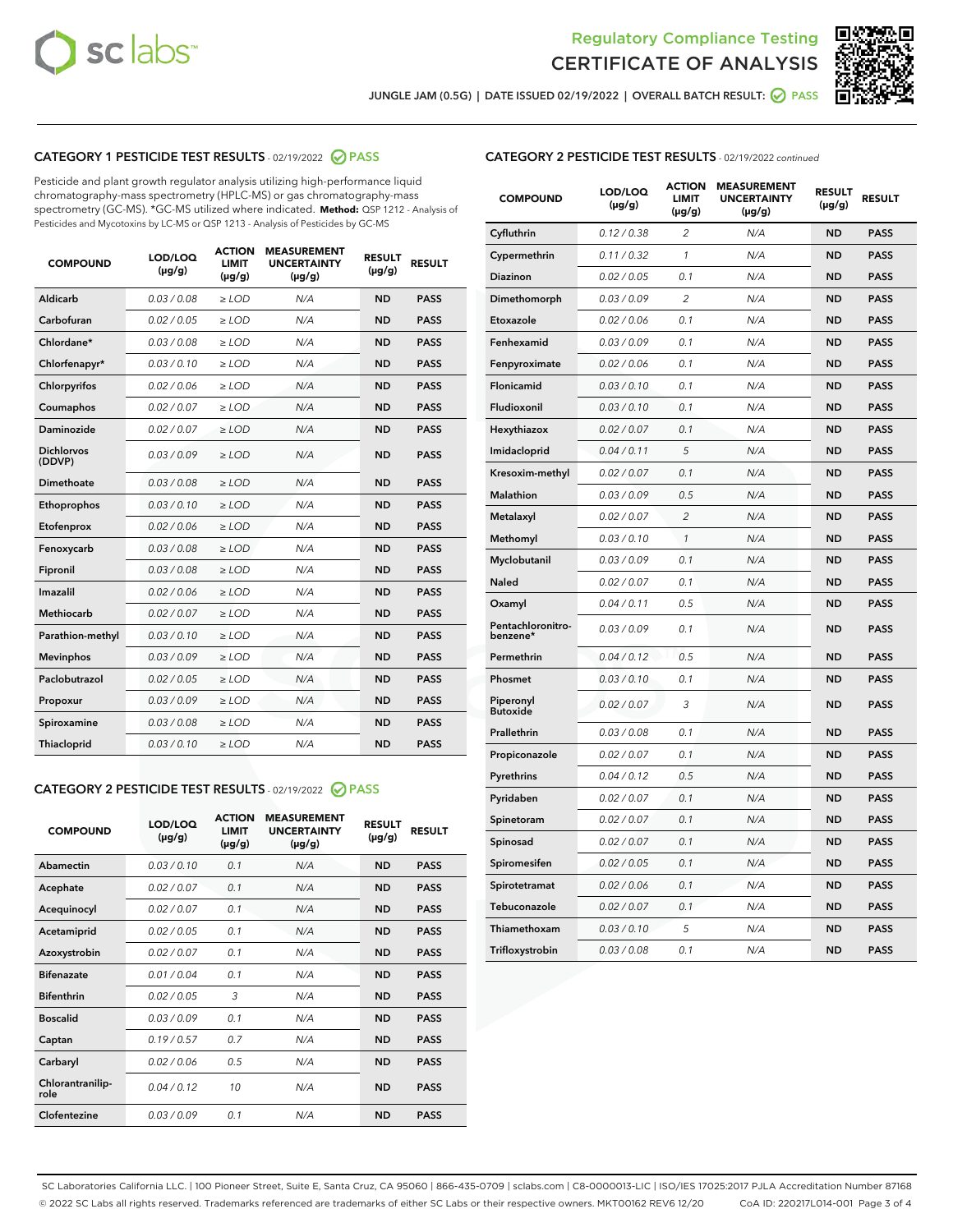Regulatory Compliance Testing
CERTIFICATE OF ANALYSIS

JUNGLE JAM (0.5G) | DATE ISSUED 02/19/2022 | OVERALL BATCH RESULT: PASS

## CATEGORY 1 PESTICIDE TEST RESULTS - 02/19/2022 PASS

Pesticide and plant growth regulator analysis utilizing high-performance liquid chromatography-mass spectrometry (HPLC-MS) or gas chromatography-mass spectrometry (GC-MS). *GC-MS utilized where indicated. **Method:** QSP 1212 - Analysis of Pesticides and Mycotoxins by LC-MS or QSP 1213 - Analysis of Pesticides by GC-MS

| COMPOUND | LOD/LOQ (µg/g) | ACTION LIMIT (µg/g) | MEASUREMENT UNCERTAINTY (µg/g) | RESULT (µg/g) | RESULT |
|---|---|---|---|---|---|
| Aldicarb | 0.03 / 0.08 | ≥ LOD | N/A | ND | PASS |
| Carbofuran | 0.02 / 0.05 | ≥ LOD | N/A | ND | PASS |
| Chlordane* | 0.03 / 0.08 | ≥ LOD | N/A | ND | PASS |
| Chlorfenapyr* | 0.03 / 0.10 | ≥ LOD | N/A | ND | PASS |
| Chlorpyrifos | 0.02 / 0.06 | ≥ LOD | N/A | ND | PASS |
| Coumaphos | 0.02 / 0.07 | ≥ LOD | N/A | ND | PASS |
| Daminozide | 0.02 / 0.07 | ≥ LOD | N/A | ND | PASS |
| Dichlorvos (DDVP) | 0.03 / 0.09 | ≥ LOD | N/A | ND | PASS |
| Dimethoate | 0.03 / 0.08 | ≥ LOD | N/A | ND | PASS |
| Ethoprophos | 0.03 / 0.10 | ≥ LOD | N/A | ND | PASS |
| Etofenprox | 0.02 / 0.06 | ≥ LOD | N/A | ND | PASS |
| Fenoxycarb | 0.03 / 0.08 | ≥ LOD | N/A | ND | PASS |
| Fipronil | 0.03 / 0.08 | ≥ LOD | N/A | ND | PASS |
| Imazalil | 0.02 / 0.06 | ≥ LOD | N/A | ND | PASS |
| Methiocarb | 0.02 / 0.07 | ≥ LOD | N/A | ND | PASS |
| Parathion-methyl | 0.03 / 0.10 | ≥ LOD | N/A | ND | PASS |
| Mevinphos | 0.03 / 0.09 | ≥ LOD | N/A | ND | PASS |
| Paclobutrazol | 0.02 / 0.05 | ≥ LOD | N/A | ND | PASS |
| Propoxur | 0.03 / 0.09 | ≥ LOD | N/A | ND | PASS |
| Spiroxamine | 0.03 / 0.08 | ≥ LOD | N/A | ND | PASS |
| Thiacloprid | 0.03 / 0.10 | ≥ LOD | N/A | ND | PASS |

## CATEGORY 2 PESTICIDE TEST RESULTS - 02/19/2022 PASS

| COMPOUND | LOD/LOQ (µg/g) | ACTION LIMIT (µg/g) | MEASUREMENT UNCERTAINTY (µg/g) | RESULT (µg/g) | RESULT |
|---|---|---|---|---|---|
| Abamectin | 0.03 / 0.10 | 0.1 | N/A | ND | PASS |
| Acephate | 0.02 / 0.07 | 0.1 | N/A | ND | PASS |
| Acequinocyl | 0.02 / 0.07 | 0.1 | N/A | ND | PASS |
| Acetamiprid | 0.02 / 0.05 | 0.1 | N/A | ND | PASS |
| Azoxystrobin | 0.02 / 0.07 | 0.1 | N/A | ND | PASS |
| Bifenazate | 0.01 / 0.04 | 0.1 | N/A | ND | PASS |
| Bifenthrin | 0.02 / 0.05 | 3 | N/A | ND | PASS |
| Boscalid | 0.03 / 0.09 | 0.1 | N/A | ND | PASS |
| Captan | 0.19 / 0.57 | 0.7 | N/A | ND | PASS |
| Carbaryl | 0.02 / 0.06 | 0.5 | N/A | ND | PASS |
| Chlorantraniliprole | 0.04 / 0.12 | 10 | N/A | ND | PASS |
| Clofentezine | 0.03 / 0.09 | 0.1 | N/A | ND | PASS |
| Cyfluthrin | 0.12 / 0.38 | 2 | N/A | ND | PASS |
| Cypermethrin | 0.11 / 0.32 | 1 | N/A | ND | PASS |
| Diazinon | 0.02 / 0.05 | 0.1 | N/A | ND | PASS |
| Dimethomorph | 0.03 / 0.09 | 2 | N/A | ND | PASS |
| Etoxazole | 0.02 / 0.06 | 0.1 | N/A | ND | PASS |
| Fenhexamid | 0.03 / 0.09 | 0.1 | N/A | ND | PASS |
| Fenpyroximate | 0.02 / 0.06 | 0.1 | N/A | ND | PASS |
| Flonicamid | 0.03 / 0.10 | 0.1 | N/A | ND | PASS |
| Fludioxonil | 0.03 / 0.10 | 0.1 | N/A | ND | PASS |
| Hexythiazox | 0.02 / 0.07 | 0.1 | N/A | ND | PASS |
| Imidacloprid | 0.04 / 0.11 | 5 | N/A | ND | PASS |
| Kresoxim-methyl | 0.02 / 0.07 | 0.1 | N/A | ND | PASS |
| Malathion | 0.03 / 0.09 | 0.5 | N/A | ND | PASS |
| Metalaxyl | 0.02 / 0.07 | 2 | N/A | ND | PASS |
| Methomyl | 0.03 / 0.10 | 1 | N/A | ND | PASS |
| Myclobutanil | 0.03 / 0.09 | 0.1 | N/A | ND | PASS |
| Naled | 0.02 / 0.07 | 0.1 | N/A | ND | PASS |
| Oxamyl | 0.04 / 0.11 | 0.5 | N/A | ND | PASS |
| Pentachloronitrobenzene* | 0.03 / 0.09 | 0.1 | N/A | ND | PASS |
| Permethrin | 0.04 / 0.12 | 0.5 | N/A | ND | PASS |
| Phosmet | 0.03 / 0.10 | 0.1 | N/A | ND | PASS |
| Piperonyl Butoxide | 0.02 / 0.07 | 3 | N/A | ND | PASS |
| Prallethrin | 0.03 / 0.08 | 0.1 | N/A | ND | PASS |
| Propiconazole | 0.02 / 0.07 | 0.1 | N/A | ND | PASS |
| Pyrethrins | 0.04 / 0.12 | 0.5 | N/A | ND | PASS |
| Pyridaben | 0.02 / 0.07 | 0.1 | N/A | ND | PASS |
| Spinetoram | 0.02 / 0.07 | 0.1 | N/A | ND | PASS |
| Spinosad | 0.02 / 0.07 | 0.1 | N/A | ND | PASS |
| Spiromesifen | 0.02 / 0.05 | 0.1 | N/A | ND | PASS |
| Spirotetramat | 0.02 / 0.06 | 0.1 | N/A | ND | PASS |
| Tebuconazole | 0.02 / 0.07 | 0.1 | N/A | ND | PASS |
| Thiamethoxam | 0.03 / 0.10 | 5 | N/A | ND | PASS |
| Trifloxystrobin | 0.03 / 0.08 | 0.1 | N/A | ND | PASS |

SC Laboratories California LLC. | 100 Pioneer Street, Suite E, Santa Cruz, CA 95060 | 866-435-0709 | sclabs.com | C8-0000013-LIC | ISO/IES 17025:2017 PJLA Accreditation Number 87168
© 2022 SC Labs all rights reserved. Trademarks referenced are trademarks of either SC Labs or their respective owners. MKT00162 REV6 12/20 CoA ID: 220217L014-001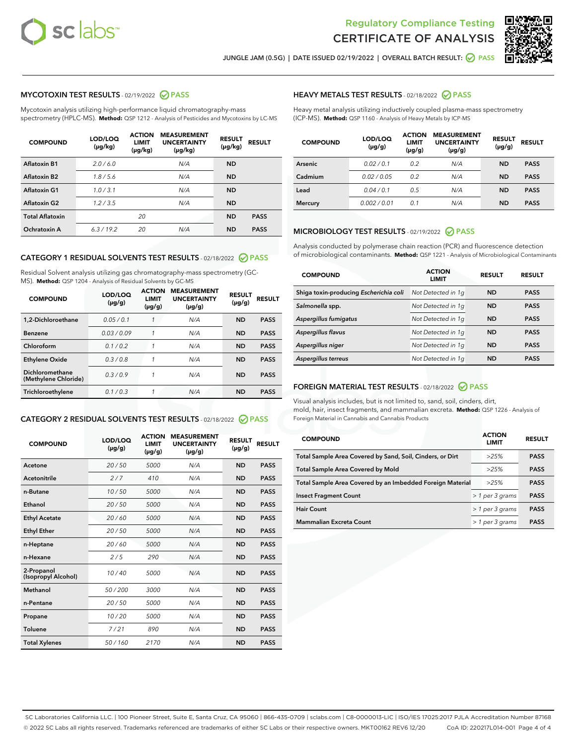Regulatory Compliance Testing

# CERTIFICATE OF ANALYSIS

JUNGLE JAM (0.5G) | DATE ISSUED 02/19/2022 | OVERALL BATCH RESULT: PASS

## MYCOTOXIN TEST RESULTS - 02/19/2022 PASS

Mycotoxin analysis utilizing high-performance liquid chromatography-mass spectrometry (HPLC-MS). **Method:** QSP 1212 - Analysis of Pesticides and Mycotoxins by LC-MS

| COMPOUND | LOD/LOQ (µg/kg) | ACTION LIMIT (µg/kg) | MEASUREMENT UNCERTAINTY (µg/kg) | RESULT (µg/kg) | RESULT |
|---|---|---|---|---|---|
| Aflatoxin B1 | 2.0 / 6.0 | | N/A | ND | |
| Aflatoxin B2 | 1.8 / 5.6 | | N/A | ND | |
| Aflatoxin G1 | 1.0 / 3.1 | | N/A | ND | |
| Aflatoxin G2 | 1.2 / 3.5 | | N/A | ND | |
| Total Aflatoxin | | 20 | | ND | PASS |
| Ochratoxin A | 6.3 / 19.2 | 20 | N/A | ND | PASS |

## CATEGORY 1 RESIDUAL SOLVENTS TEST RESULTS - 02/18/2022 PASS

Residual Solvent analysis utilizing gas chromatography-mass spectrometry (GC-MS). **Method:** QSP 1204 - Analysis of Residual Solvents by GC-MS

| COMPOUND | LOD/LOQ (µg/g) | ACTION LIMIT (µg/g) | MEASUREMENT UNCERTAINTY (µg/g) | RESULT (µg/g) | RESULT |
|---|---|---|---|---|---|
| 1,2-Dichloroethane | 0.05 / 0.1 | 1 | N/A | ND | PASS |
| Benzene | 0.03 / 0.09 | 1 | N/A | ND | PASS |
| Chloroform | 0.1 / 0.2 | 1 | N/A | ND | PASS |
| Ethylene Oxide | 0.3 / 0.8 | 1 | N/A | ND | PASS |
| Dichloromethane (Methylene Chloride) | 0.3 / 0.9 | 1 | N/A | ND | PASS |
| Trichloroethylene | 0.1 / 0.3 | 1 | N/A | ND | PASS |

## CATEGORY 2 RESIDUAL SOLVENTS TEST RESULTS - 02/18/2022 PASS

| COMPOUND | LOD/LOQ (µg/g) | ACTION LIMIT (µg/g) | MEASUREMENT UNCERTAINTY (µg/g) | RESULT (µg/g) | RESULT |
|---|---|---|---|---|---|
| Acetone | 20 / 50 | 5000 | N/A | ND | PASS |
| Acetonitrile | 2 / 7 | 410 | N/A | ND | PASS |
| n-Butane | 10 / 50 | 5000 | N/A | ND | PASS |
| Ethanol | 20 / 50 | 5000 | N/A | ND | PASS |
| Ethyl Acetate | 20 / 60 | 5000 | N/A | ND | PASS |
| Ethyl Ether | 20 / 50 | 5000 | N/A | ND | PASS |
| n-Heptane | 20 / 60 | 5000 | N/A | ND | PASS |
| n-Hexane | 2 / 5 | 290 | N/A | ND | PASS |
| 2-Propanol (Isopropyl Alcohol) | 10 / 40 | 5000 | N/A | ND | PASS |
| Methanol | 50 / 200 | 3000 | N/A | ND | PASS |
| n-Pentane | 20 / 50 | 5000 | N/A | ND | PASS |
| Propane | 10 / 20 | 5000 | N/A | ND | PASS |
| Toluene | 7 / 21 | 890 | N/A | ND | PASS |
| Total Xylenes | 50 / 160 | 2170 | N/A | ND | PASS |

## HEAVY METALS TEST RESULTS - 02/18/2022 PASS

Heavy metal analysis utilizing inductively coupled plasma-mass spectrometry (ICP-MS). **Method:** QSP 1160 - Analysis of Heavy Metals by ICP-MS

| COMPOUND | LOD/LOQ (µg/g) | ACTION LIMIT (µg/g) | MEASUREMENT UNCERTAINTY (µg/g) | RESULT (µg/g) | RESULT |
|---|---|---|---|---|---|
| Arsenic | 0.02 / 0.1 | 0.2 | N/A | ND | PASS |
| Cadmium | 0.02 / 0.05 | 0.2 | N/A | ND | PASS |
| Lead | 0.04 / 0.1 | 0.5 | N/A | ND | PASS |
| Mercury | 0.002 / 0.01 | 0.1 | N/A | ND | PASS |

## MICROBIOLOGY TEST RESULTS - 02/19/2022 PASS

Analysis conducted by polymerase chain reaction (PCR) and fluorescence detection of microbiological contaminants. **Method:** QSP 1221 - Analysis of Microbiological Contaminants

| COMPOUND | ACTION LIMIT | RESULT | RESULT |
|---|---|---|---|
| Shiga toxin-producing *Escherichia coli* | Not Detected in 1g | ND | PASS |
| *Salmonella* spp. | Not Detected in 1g | ND | PASS |
| *Aspergillus fumigatus* | Not Detected in 1g | ND | PASS |
| *Aspergillus flavus* | Not Detected in 1g | ND | PASS |
| *Aspergillus niger* | Not Detected in 1g | ND | PASS |
| *Aspergillus terreus* | Not Detected in 1g | ND | PASS |

## FOREIGN MATERIAL TEST RESULTS - 02/18/2022 PASS

Visual analysis includes, but is not limited to, sand, soil, cinders, dirt, mold, hair, insect fragments, and mammalian excreta. **Method:** QSP 1226 - Analysis of Foreign Material in Cannabis and Cannabis Products

| COMPOUND | ACTION LIMIT | RESULT |
|---|---|---|
| Total Sample Area Covered by Sand, Soil, Cinders, or Dirt | >25% | PASS |
| Total Sample Area Covered by Mold | >25% | PASS |
| Total Sample Area Covered by an Imbedded Foreign Material | >25% | PASS |
| Insect Fragment Count | > 1 per 3 grams | PASS |
| Hair Count | > 1 per 3 grams | PASS |
| Mammalian Excreta Count | > 1 per 3 grams | PASS |

SC Laboratories California LLC. | 100 Pioneer Street, Suite E, Santa Cruz, CA 95060 | 866-435-0709 | sclabs.com | C8-0000013-LIC | ISO/IES 17025:2017 PJLA Accreditation Number 87168
© 2022 SC Labs all rights reserved. Trademarks referenced are trademarks of either SC Labs or their respective owners. MKT00162 REV6 12/20 CoA ID: 220217L014-001